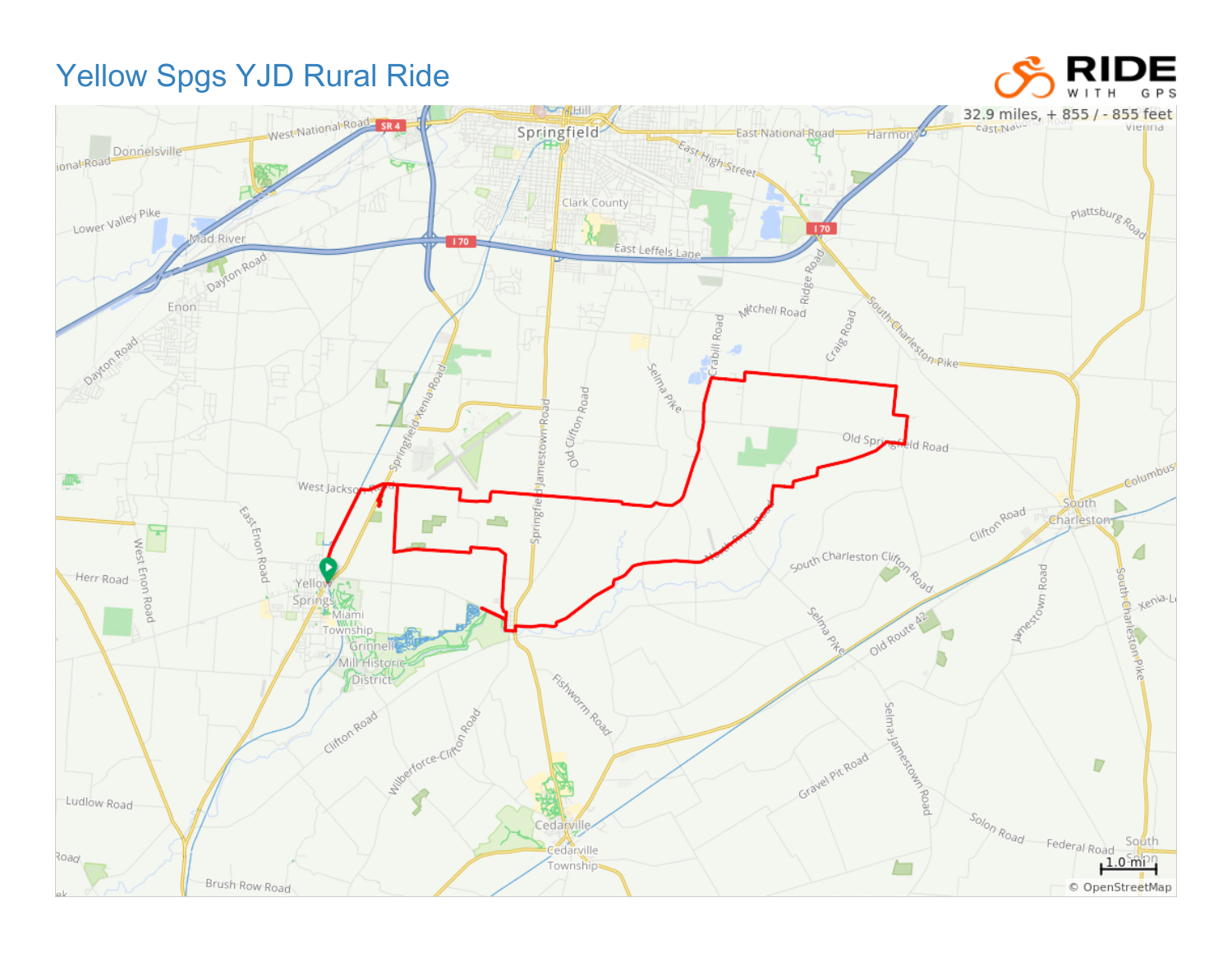# Yellow Spgs YJD Rural Ride

RIDE WITH GPS

32.9 miles, + 855 / - 855 feet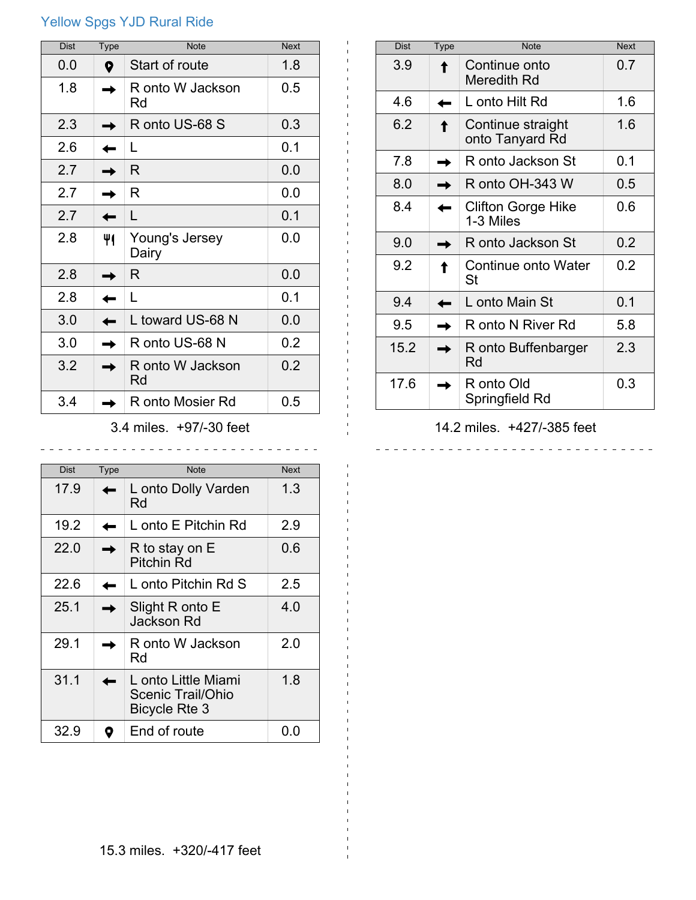Yellow Spgs YJD Rural Ride

| Dist | Type | Note | Next |
|---|---|---|---|
| 0.0 | Start | Start of route | 1.8 |
| 1.8 | → | R onto W Jackson Rd | 0.5 |
| 2.3 | → | R onto US-68 S | 0.3 |
| 2.6 | ← | L | 0.1 |
| 2.7 | → | R | 0.0 |
| 2.7 | → | R | 0.0 |
| 2.7 | ← | L | 0.1 |
| 2.8 | Food | Young's Jersey Dairy | 0.0 |
| 2.8 | → | R | 0.0 |
| 2.8 | ← | L | 0.1 |
| 3.0 | ← | L toward US-68 N | 0.0 |
| 3.0 | → | R onto US-68 N | 0.2 |
| 3.2 | → | R onto W Jackson Rd | 0.2 |
| 3.4 | → | R onto Mosier Rd | 0.5 |

3.4 miles. +97/-30 feet

| Dist | Type | Note | Next |
|---|---|---|---|
| 3.9 | ↑ | Continue onto Meredith Rd | 0.7 |
| 4.6 | ← | L onto Hilt Rd | 1.6 |
| 6.2 | ↑ | Continue straight onto Tanyard Rd | 1.6 |
| 7.8 | → | R onto Jackson St | 0.1 |
| 8.0 | → | R onto OH-343 W | 0.5 |
| 8.4 | ← | Clifton Gorge Hike 1-3 Miles | 0.6 |
| 9.0 | → | R onto Jackson St | 0.2 |
| 9.2 | ↑ | Continue onto Water St | 0.2 |
| 9.4 | ← | L onto Main St | 0.1 |
| 9.5 | → | R onto N River Rd | 5.8 |
| 15.2 | → | R onto Buffenbarger Rd | 2.3 |
| 17.6 | → | R onto Old Springfield Rd | 0.3 |

14.2 miles. +427/-385 feet

| Dist | Type | Note | Next |
|---|---|---|---|
| 17.9 | ← | L onto Dolly Varden Rd | 1.3 |
| 19.2 | ← | L onto E Pitchin Rd | 2.9 |
| 22.0 | → | R to stay on E Pitchin Rd | 0.6 |
| 22.6 | ← | L onto Pitchin Rd S | 2.5 |
| 25.1 | → | Slight R onto E Jackson Rd | 4.0 |
| 29.1 | → | R onto W Jackson Rd | 2.0 |
| 31.1 | ← | L onto Little Miami Scenic Trail/Ohio Bicycle Rte 3 | 1.8 |
| 32.9 | End | End of route | 0.0 |

15.3 miles. +320/-417 feet